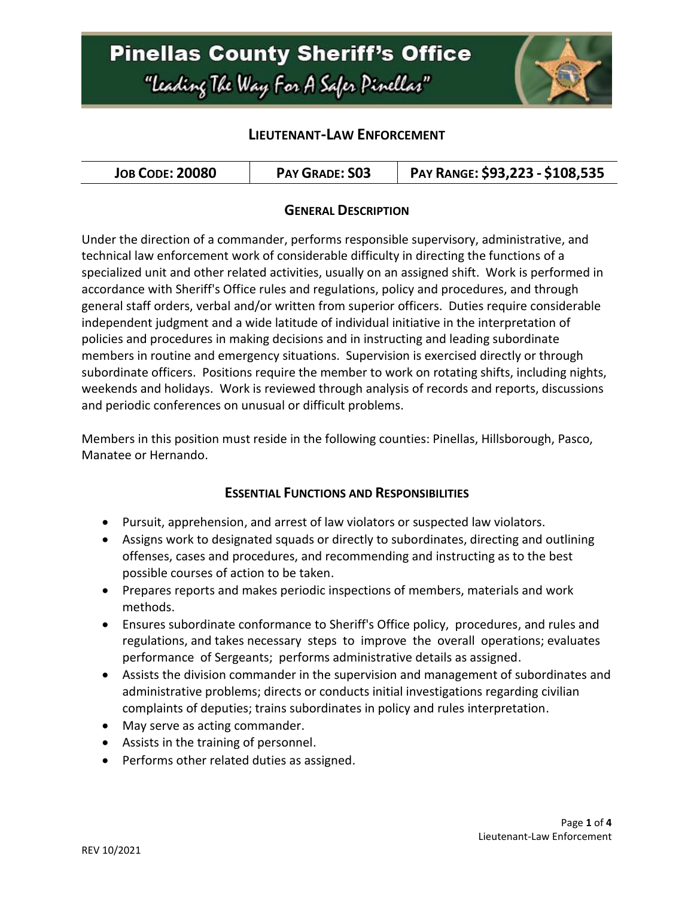# Pinellas County Sheriff's Office

*"Leading The Way For A Safer Pinellas"*

## LIEUTENANT-LAW ENFORCEMENT

| JOB CODE: 20080 | PAY GRADE: S03 | PAY RANGE: $93,223 - $108,535 |
|---|---|---|

### GENERAL DESCRIPTION

Under the direction of a commander, performs responsible supervisory, administrative, and technical law enforcement work of considerable difficulty in directing the functions of a specialized unit and other related activities, usually on an assigned shift. Work is performed in accordance with Sheriff's Office rules and regulations, policy and procedures, and through general staff orders, verbal and/or written from superior officers. Duties require considerable independent judgment and a wide latitude of individual initiative in the interpretation of policies and procedures in making decisions and in instructing and leading subordinate members in routine and emergency situations. Supervision is exercised directly or through subordinate officers. Positions require the member to work on rotating shifts, including nights, weekends and holidays. Work is reviewed through analysis of records and reports, discussions and periodic conferences on unusual or difficult problems.

Members in this position must reside in the following counties: Pinellas, Hillsborough, Pasco, Manatee or Hernando.

### ESSENTIAL FUNCTIONS AND RESPONSIBILITIES

- Pursuit, apprehension, and arrest of law violators or suspected law violators.
- Assigns work to designated squads or directly to subordinates, directing and outlining offenses, cases and procedures, and recommending and instructing as to the best possible courses of action to be taken.
- Prepares reports and makes periodic inspections of members, materials and work methods.
- Ensures subordinate conformance to Sheriff's Office policy, procedures, and rules and regulations, and takes necessary steps to improve the overall operations; evaluates performance of Sergeants; performs administrative details as assigned.
- Assists the division commander in the supervision and management of subordinates and administrative problems; directs or conducts initial investigations regarding civilian complaints of deputies; trains subordinates in policy and rules interpretation.
- May serve as acting commander.
- Assists in the training of personnel.
- Performs other related duties as assigned.

REV 10/2021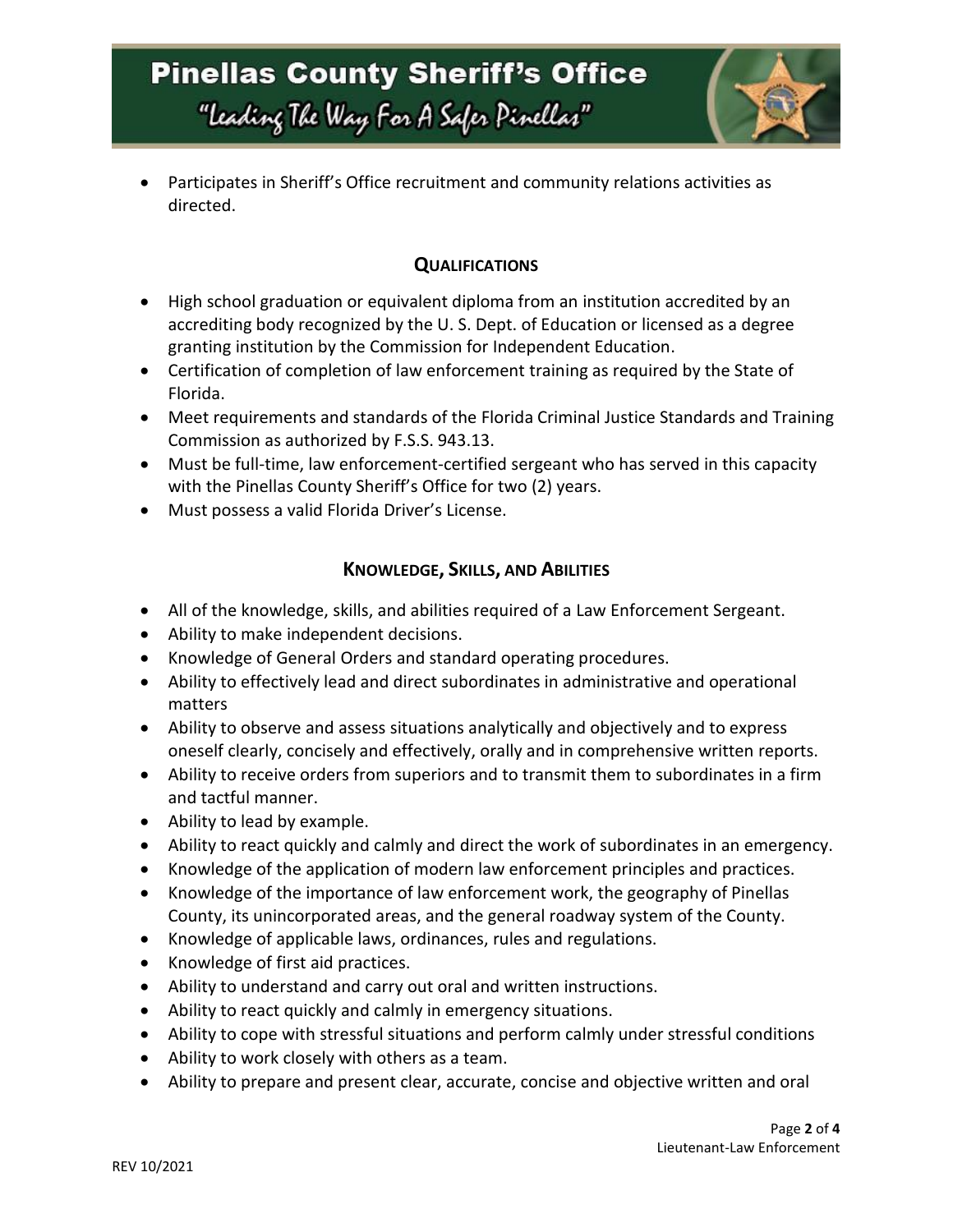- Participates in Sheriff's Office recruitment and community relations activities as directed.

## QUALIFICATIONS

- High school graduation or equivalent diploma from an institution accredited by an accrediting body recognized by the U. S. Dept. of Education or licensed as a degree granting institution by the Commission for Independent Education.
- Certification of completion of law enforcement training as required by the State of Florida.
- Meet requirements and standards of the Florida Criminal Justice Standards and Training Commission as authorized by F.S.S. 943.13.
- Must be full-time, law enforcement-certified sergeant who has served in this capacity with the Pinellas County Sheriff's Office for two (2) years.
- Must possess a valid Florida Driver's License.

## KNOWLEDGE, SKILLS, AND ABILITIES

- All of the knowledge, skills, and abilities required of a Law Enforcement Sergeant.
- Ability to make independent decisions.
- Knowledge of General Orders and standard operating procedures.
- Ability to effectively lead and direct subordinates in administrative and operational matters
- Ability to observe and assess situations analytically and objectively and to express oneself clearly, concisely and effectively, orally and in comprehensive written reports.
- Ability to receive orders from superiors and to transmit them to subordinates in a firm and tactful manner.
- Ability to lead by example.
- Ability to react quickly and calmly and direct the work of subordinates in an emergency.
- Knowledge of the application of modern law enforcement principles and practices.
- Knowledge of the importance of law enforcement work, the geography of Pinellas County, its unincorporated areas, and the general roadway system of the County.
- Knowledge of applicable laws, ordinances, rules and regulations.
- Knowledge of first aid practices.
- Ability to understand and carry out oral and written instructions.
- Ability to react quickly and calmly in emergency situations.
- Ability to cope with stressful situations and perform calmly under stressful conditions
- Ability to work closely with others as a team.
- Ability to prepare and present clear, accurate, concise and objective written and oral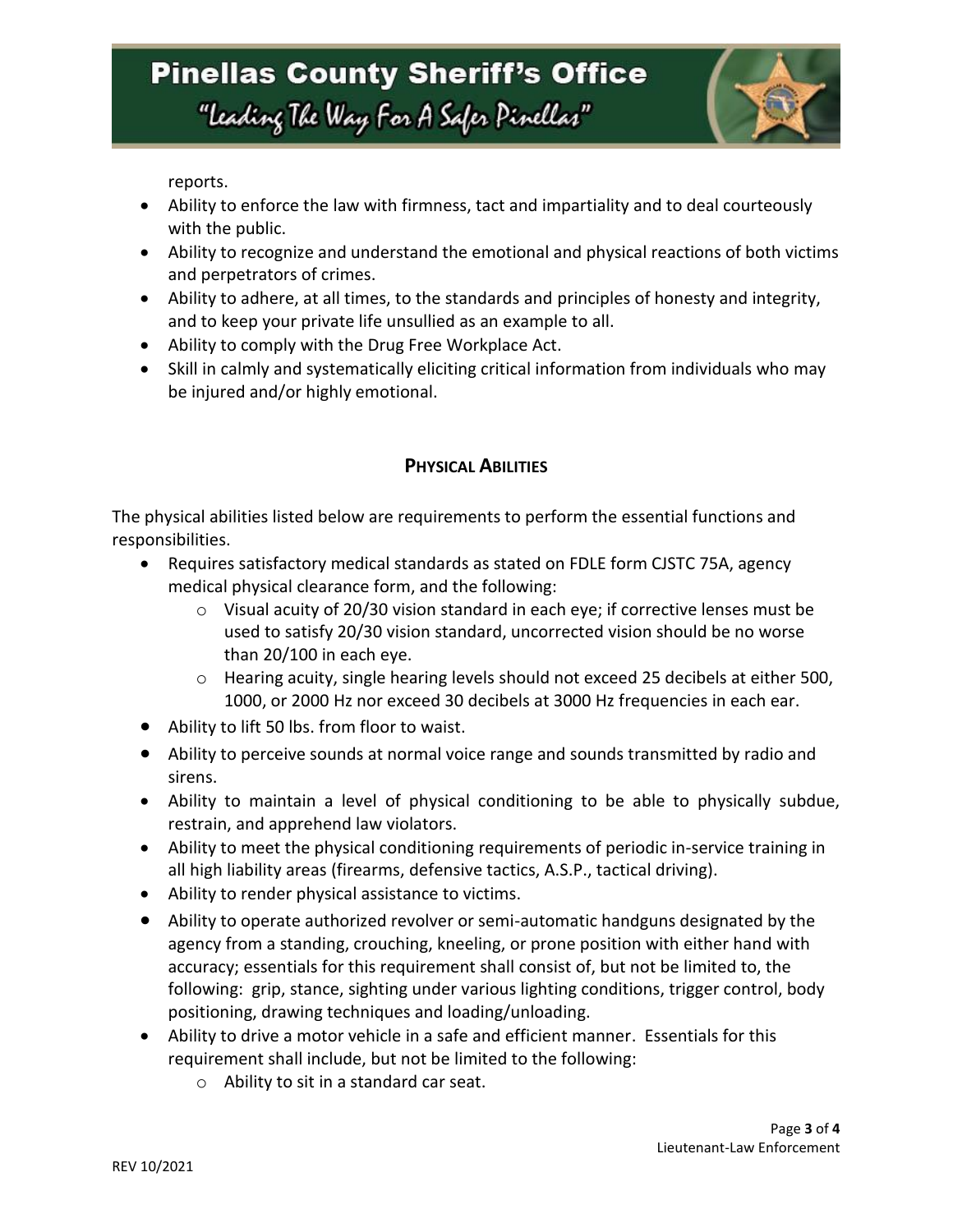reports.

- Ability to enforce the law with firmness, tact and impartiality and to deal courteously with the public.
- Ability to recognize and understand the emotional and physical reactions of both victims and perpetrators of crimes.
- Ability to adhere, at all times, to the standards and principles of honesty and integrity, and to keep your private life unsullied as an example to all.
- Ability to comply with the Drug Free Workplace Act.
- Skill in calmly and systematically eliciting critical information from individuals who may be injured and/or highly emotional.

## PHYSICAL ABILITIES

The physical abilities listed below are requirements to perform the essential functions and responsibilities.

- Requires satisfactory medical standards as stated on FDLE form CJSTC 75A, agency medical physical clearance form, and the following:
    - Visual acuity of 20/30 vision standard in each eye; if corrective lenses must be used to satisfy 20/30 vision standard, uncorrected vision should be no worse than 20/100 in each eye.
    - Hearing acuity, single hearing levels should not exceed 25 decibels at either 500, 1000, or 2000 Hz nor exceed 30 decibels at 3000 Hz frequencies in each ear.
- Ability to lift 50 lbs. from floor to waist.
- Ability to perceive sounds at normal voice range and sounds transmitted by radio and sirens.
- Ability to maintain a level of physical conditioning to be able to physically subdue, restrain, and apprehend law violators.
- Ability to meet the physical conditioning requirements of periodic in-service training in all high liability areas (firearms, defensive tactics, A.S.P., tactical driving).
- Ability to render physical assistance to victims.
- Ability to operate authorized revolver or semi-automatic handguns designated by the agency from a standing, crouching, kneeling, or prone position with either hand with accuracy; essentials for this requirement shall consist of, but not be limited to, the following: grip, stance, sighting under various lighting conditions, trigger control, body positioning, drawing techniques and loading/unloading.
- Ability to drive a motor vehicle in a safe and efficient manner. Essentials for this requirement shall include, but not be limited to the following:
    - Ability to sit in a standard car seat.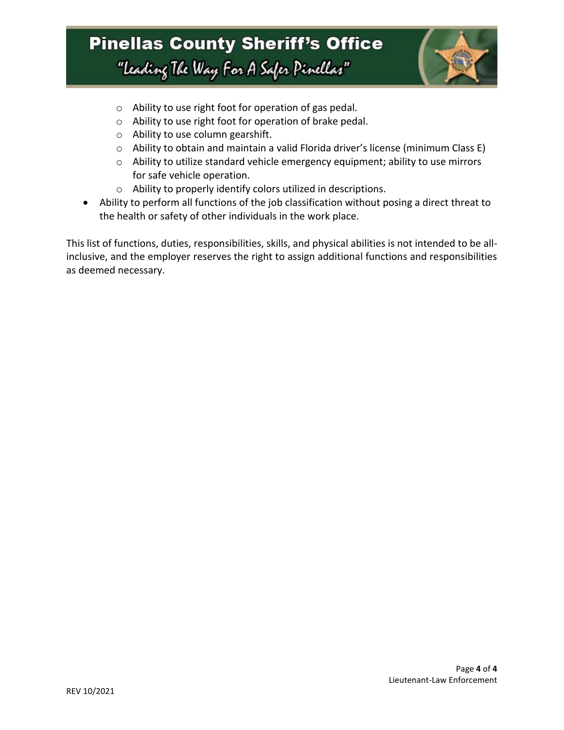- Ability to use right foot for operation of gas pedal.
  - Ability to use right foot for operation of brake pedal.
  - Ability to use column gearshift.
  - Ability to obtain and maintain a valid Florida driver's license (minimum Class E)
  - Ability to utilize standard vehicle emergency equipment; ability to use mirrors for safe vehicle operation.
  - Ability to properly identify colors utilized in descriptions.
- Ability to perform all functions of the job classification without posing a direct threat to the health or safety of other individuals in the work place.

This list of functions, duties, responsibilities, skills, and physical abilities is not intended to be all-inclusive, and the employer reserves the right to assign additional functions and responsibilities as deemed necessary.